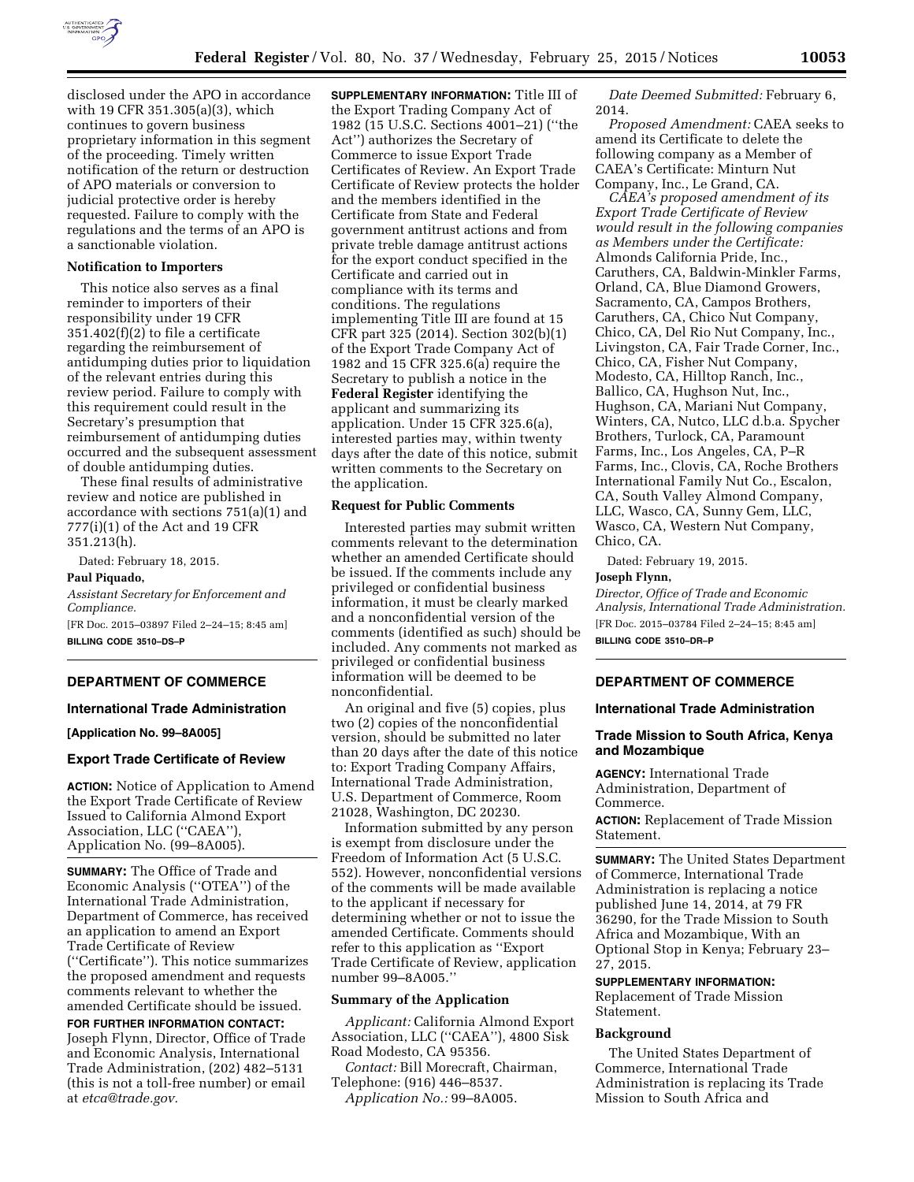disclosed under the APO in accordance with 19 CFR 351.305(a)(3), which continues to govern business proprietary information in this segment of the proceeding. Timely written notification of the return or destruction of APO materials or conversion to judicial protective order is hereby requested. Failure to comply with the regulations and the terms of an APO is a sanctionable violation.

### Notification to Importers

This notice also serves as a final reminder to importers of their responsibility under 19 CFR 351.402(f)(2) to file a certificate regarding the reimbursement of antidumping duties prior to liquidation of the relevant entries during this review period. Failure to comply with this requirement could result in the Secretary's presumption that reimbursement of antidumping duties occurred and the subsequent assessment of double antidumping duties.

These final results of administrative review and notice are published in accordance with sections 751(a)(1) and 777(i)(1) of the Act and 19 CFR 351.213(h).

Dated: February 18, 2015.

**Paul Piquado,**

*Assistant Secretary for Enforcement and Compliance.*

[FR Doc. 2015–03897 Filed 2–24–15; 8:45 am]

**BILLING CODE 3510–DS–P**

---

## DEPARTMENT OF COMMERCE

### International Trade Administration

**[Application No. 99–8A005]**

### Export Trade Certificate of Review

**ACTION:** Notice of Application to Amend the Export Trade Certificate of Review Issued to California Almond Export Association, LLC (''CAEA''), Application No. (99–8A005).

**SUMMARY:** The Office of Trade and Economic Analysis (''OTEA'') of the International Trade Administration, Department of Commerce, has received an application to amend an Export Trade Certificate of Review (''Certificate''). This notice summarizes the proposed amendment and requests comments relevant to whether the amended Certificate should be issued.

**FOR FURTHER INFORMATION CONTACT:** Joseph Flynn, Director, Office of Trade and Economic Analysis, International Trade Administration, (202) 482–5131 (this is not a toll-free number) or email at *etca@trade.gov*.

**SUPPLEMENTARY INFORMATION:** Title III of the Export Trading Company Act of 1982 (15 U.S.C. Sections 4001–21) (''the Act'') authorizes the Secretary of Commerce to issue Export Trade Certificates of Review. An Export Trade Certificate of Review protects the holder and the members identified in the Certificate from State and Federal government antitrust actions and from private treble damage antitrust actions for the export conduct specified in the Certificate and carried out in compliance with its terms and conditions. The regulations implementing Title III are found at 15 CFR part 325 (2014). Section 302(b)(1) of the Export Trade Company Act of 1982 and 15 CFR 325.6(a) require the Secretary to publish a notice in the **Federal Register** identifying the applicant and summarizing its application. Under 15 CFR 325.6(a), interested parties may, within twenty days after the date of this notice, submit written comments to the Secretary on the application.

### Request for Public Comments

Interested parties may submit written comments relevant to the determination whether an amended Certificate should be issued. If the comments include any privileged or confidential business information, it must be clearly marked and a nonconfidential version of the comments (identified as such) should be included. Any comments not marked as privileged or confidential business information will be deemed to be nonconfidential.

An original and five (5) copies, plus two (2) copies of the nonconfidential version, should be submitted no later than 20 days after the date of this notice to: Export Trading Company Affairs, International Trade Administration, U.S. Department of Commerce, Room 21028, Washington, DC 20230.

Information submitted by any person is exempt from disclosure under the Freedom of Information Act (5 U.S.C. 552). However, nonconfidential versions of the comments will be made available to the applicant if necessary for determining whether or not to issue the amended Certificate. Comments should refer to this application as ''Export Trade Certificate of Review, application number 99–8A005.''

### Summary of the Application

*Applicant:* California Almond Export Association, LLC (''CAEA''), 4800 Sisk Road Modesto, CA 95356.

*Contact:* Bill Morecraft, Chairman, Telephone: (916) 446–8537.

*Application No.:* 99–8A005.

*Date Deemed Submitted:* February 6, 2014.

*Proposed Amendment:* CAEA seeks to amend its Certificate to delete the following company as a Member of CAEA's Certificate: Minturn Nut Company, Inc., Le Grand, CA.

*CAEA's proposed amendment of its Export Trade Certificate of Review would result in the following companies as Members under the Certificate:* Almonds California Pride, Inc., Caruthers, CA, Baldwin-Minkler Farms, Orland, CA, Blue Diamond Growers, Sacramento, CA, Campos Brothers, Caruthers, CA, Chico Nut Company, Chico, CA, Del Rio Nut Company, Inc., Livingston, CA, Fair Trade Corner, Inc., Chico, CA, Fisher Nut Company, Modesto, CA, Hilltop Ranch, Inc., Ballico, CA, Hughson Nut, Inc., Hughson, CA, Mariani Nut Company, Winters, CA, Nutco, LLC d.b.a. Spycher Brothers, Turlock, CA, Paramount Farms, Inc., Los Angeles, CA, P–R Farms, Inc., Clovis, CA, Roche Brothers International Family Nut Co., Escalon, CA, South Valley Almond Company, LLC, Wasco, CA, Sunny Gem, LLC, Wasco, CA, Western Nut Company, Chico, CA.

Dated: February 19, 2015.

**Joseph Flynn,**

*Director, Office of Trade and Economic Analysis, International Trade Administration.*

[FR Doc. 2015–03784 Filed 2–24–15; 8:45 am]

**BILLING CODE 3510–DR–P**

---

## DEPARTMENT OF COMMERCE

### International Trade Administration

### Trade Mission to South Africa, Kenya and Mozambique

**AGENCY:** International Trade Administration, Department of Commerce.

**ACTION:** Replacement of Trade Mission Statement.

**SUMMARY:** The United States Department of Commerce, International Trade Administration is replacing a notice published June 14, 2014, at 79 FR 36290, for the Trade Mission to South Africa and Mozambique, With an Optional Stop in Kenya; February 23–27, 2015.

**SUPPLEMENTARY INFORMATION:**

Replacement of Trade Mission Statement.

### Background

The United States Department of Commerce, International Trade Administration is replacing its Trade Mission to South Africa and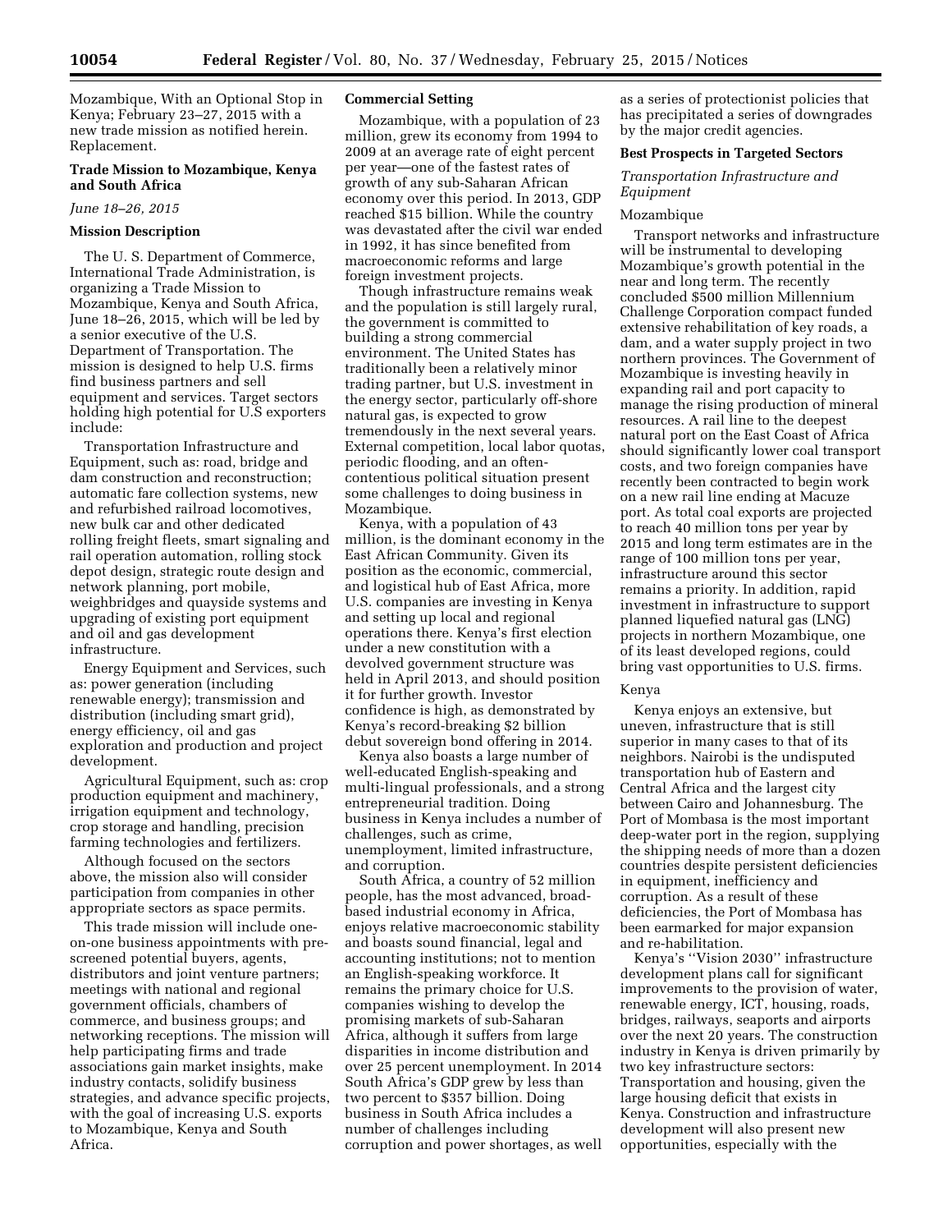Mozambique, With an Optional Stop in Kenya; February 23–27, 2015 with a new trade mission as notified herein. Replacement.

## Trade Mission to Mozambique, Kenya and South Africa

*June 18–26, 2015*

### Mission Description

The U. S. Department of Commerce, International Trade Administration, is organizing a Trade Mission to Mozambique, Kenya and South Africa, June 18–26, 2015, which will be led by a senior executive of the U.S. Department of Transportation. The mission is designed to help U.S. firms find business partners and sell equipment and services. Target sectors holding high potential for U.S exporters include:

Transportation Infrastructure and Equipment, such as: road, bridge and dam construction and reconstruction; automatic fare collection systems, new and refurbished railroad locomotives, new bulk car and other dedicated rolling freight fleets, smart signaling and rail operation automation, rolling stock depot design, strategic route design and network planning, port mobile, weighbridges and quayside systems and upgrading of existing port equipment and oil and gas development infrastructure.

Energy Equipment and Services, such as: power generation (including renewable energy); transmission and distribution (including smart grid), energy efficiency, oil and gas exploration and production and project development.

Agricultural Equipment, such as: crop production equipment and machinery, irrigation equipment and technology, crop storage and handling, precision farming technologies and fertilizers.

Although focused on the sectors above, the mission also will consider participation from companies in other appropriate sectors as space permits.

This trade mission will include one-on-one business appointments with pre-screened potential buyers, agents, distributors and joint venture partners; meetings with national and regional government officials, chambers of commerce, and business groups; and networking receptions. The mission will help participating firms and trade associations gain market insights, make industry contacts, solidify business strategies, and advance specific projects, with the goal of increasing U.S. exports to Mozambique, Kenya and South Africa.

### Commercial Setting

Mozambique, with a population of 23 million, grew its economy from 1994 to 2009 at an average rate of eight percent per year—one of the fastest rates of growth of any sub-Saharan African economy over this period. In 2013, GDP reached $15 billion. While the country was devastated after the civil war ended in 1992, it has since benefited from macroeconomic reforms and large foreign investment projects.

Though infrastructure remains weak and the population is still largely rural, the government is committed to building a strong commercial environment. The United States has traditionally been a relatively minor trading partner, but U.S. investment in the energy sector, particularly off-shore natural gas, is expected to grow tremendously in the next several years. External competition, local labor quotas, periodic flooding, and an often-contentious political situation present some challenges to doing business in Mozambique.

Kenya, with a population of 43 million, is the dominant economy in the East African Community. Given its position as the economic, commercial, and logistical hub of East Africa, more U.S. companies are investing in Kenya and setting up local and regional operations there. Kenya's first election under a new constitution with a devolved government structure was held in April 2013, and should position it for further growth. Investor confidence is high, as demonstrated by Kenya's record-breaking $2 billion debut sovereign bond offering in 2014.

Kenya also boasts a large number of well-educated English-speaking and multi-lingual professionals, and a strong entrepreneurial tradition. Doing business in Kenya includes a number of challenges, such as crime, unemployment, limited infrastructure, and corruption.

South Africa, a country of 52 million people, has the most advanced, broad-based industrial economy in Africa, enjoys relative macroeconomic stability and boasts sound financial, legal and accounting institutions; not to mention an English-speaking workforce. It remains the primary choice for U.S. companies wishing to develop the promising markets of sub-Saharan Africa, although it suffers from large disparities in income distribution and over 25 percent unemployment. In 2014 South Africa's GDP grew by less than two percent to $357 billion. Doing business in South Africa includes a number of challenges including corruption and power shortages, as well as a series of protectionist policies that has precipitated a series of downgrades by the major credit agencies.

### Best Prospects in Targeted Sectors

#### *Transportation Infrastructure and Equipment*

##### Mozambique

Transport networks and infrastructure will be instrumental to developing Mozambique's growth potential in the near and long term. The recently concluded $500 million Millennium Challenge Corporation compact funded extensive rehabilitation of key roads, a dam, and a water supply project in two northern provinces. The Government of Mozambique is investing heavily in expanding rail and port capacity to manage the rising production of mineral resources. A rail line to the deepest natural port on the East Coast of Africa should significantly lower coal transport costs, and two foreign companies have recently been contracted to begin work on a new rail line ending at Macuze port. As total coal exports are projected to reach 40 million tons per year by 2015 and long term estimates are in the range of 100 million tons per year, infrastructure around this sector remains a priority. In addition, rapid investment in infrastructure to support planned liquefied natural gas (LNG) projects in northern Mozambique, one of its least developed regions, could bring vast opportunities to U.S. firms.

##### Kenya

Kenya enjoys an extensive, but uneven, infrastructure that is still superior in many cases to that of its neighbors. Nairobi is the undisputed transportation hub of Eastern and Central Africa and the largest city between Cairo and Johannesburg. The Port of Mombasa is the most important deep-water port in the region, supplying the shipping needs of more than a dozen countries despite persistent deficiencies in equipment, inefficiency and corruption. As a result of these deficiencies, the Port of Mombasa has been earmarked for major expansion and re-habilitation.

Kenya's ''Vision 2030'' infrastructure development plans call for significant improvements to the provision of water, renewable energy, ICT, housing, roads, bridges, railways, seaports and airports over the next 20 years. The construction industry in Kenya is driven primarily by two key infrastructure sectors: Transportation and housing, given the large housing deficit that exists in Kenya. Construction and infrastructure development will also present new opportunities, especially with the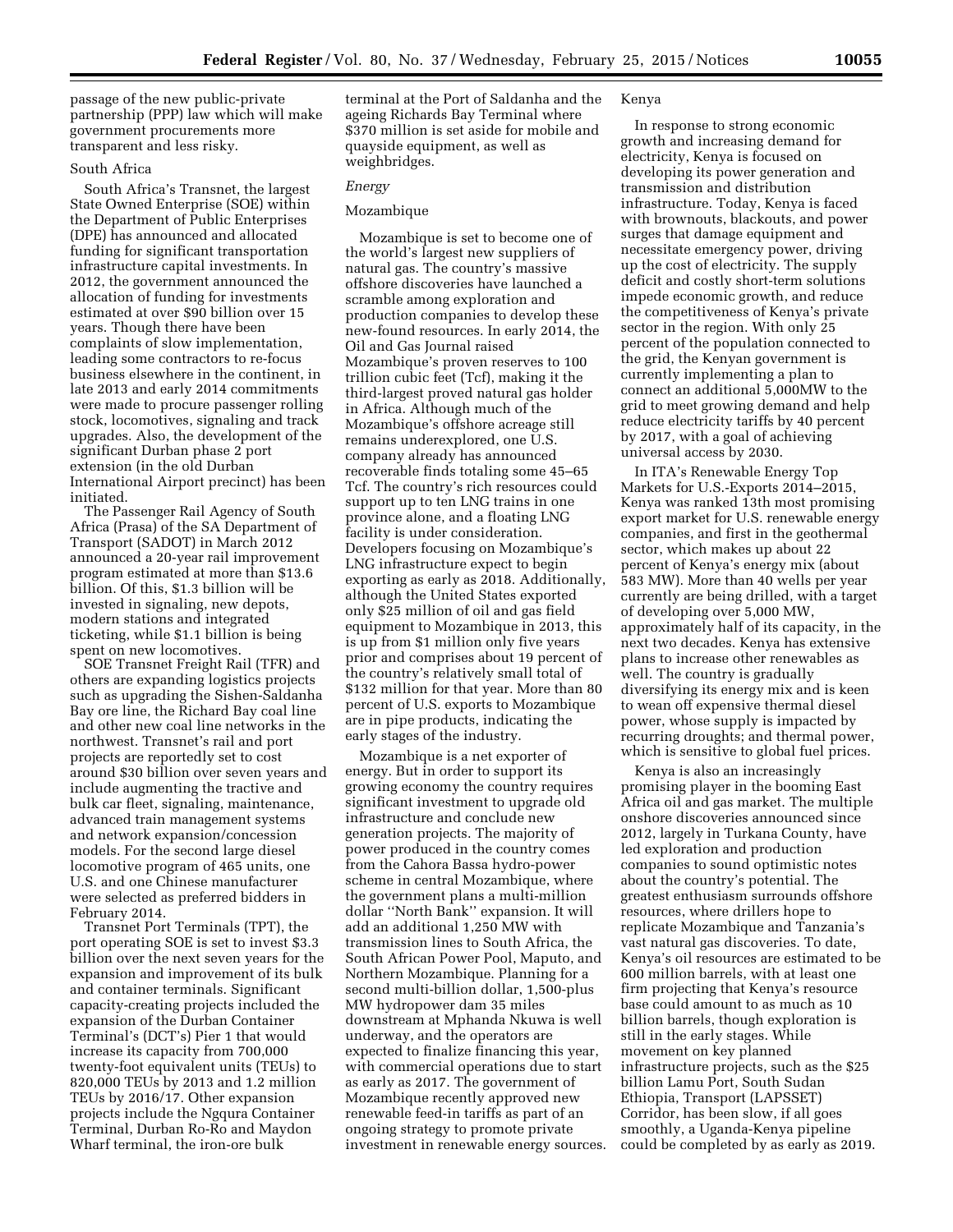passage of the new public-private partnership (PPP) law which will make government procurements more transparent and less risky.

South Africa

South Africa's Transnet, the largest State Owned Enterprise (SOE) within the Department of Public Enterprises (DPE) has announced and allocated funding for significant transportation infrastructure capital investments. In 2012, the government announced the allocation of funding for investments estimated at over $90 billion over 15 years. Though there have been complaints of slow implementation, leading some contractors to re-focus business elsewhere in the continent, in late 2013 and early 2014 commitments were made to procure passenger rolling stock, locomotives, signaling and track upgrades. Also, the development of the significant Durban phase 2 port extension (in the old Durban International Airport precinct) has been initiated.

The Passenger Rail Agency of South Africa (Prasa) of the SA Department of Transport (SADOT) in March 2012 announced a 20-year rail improvement program estimated at more than $13.6 billion. Of this, $1.3 billion will be invested in signaling, new depots, modern stations and integrated ticketing, while $1.1 billion is being spent on new locomotives.

SOE Transnet Freight Rail (TFR) and others are expanding logistics projects such as upgrading the Sishen-Saldanha Bay ore line, the Richard Bay coal line and other new coal line networks in the northwest. Transnet's rail and port projects are reportedly set to cost around $30 billion over seven years and include augmenting the tractive and bulk car fleet, signaling, maintenance, advanced train management systems and network expansion/concession models. For the second large diesel locomotive program of 465 units, one U.S. and one Chinese manufacturer were selected as preferred bidders in February 2014.

Transnet Port Terminals (TPT), the port operating SOE is set to invest $3.3 billion over the next seven years for the expansion and improvement of its bulk and container terminals. Significant capacity-creating projects included the expansion of the Durban Container Terminal's (DCT's) Pier 1 that would increase its capacity from 700,000 twenty-foot equivalent units (TEUs) to 820,000 TEUs by 2013 and 1.2 million TEUs by 2016/17. Other expansion projects include the Ngqura Container Terminal, Durban Ro-Ro and Maydon Wharf terminal, the iron-ore bulk terminal at the Port of Saldanha and the ageing Richards Bay Terminal where $370 million is set aside for mobile and quayside equipment, as well as weighbridges.

*Energy*

Mozambique

Mozambique is set to become one of the world's largest new suppliers of natural gas. The country's massive offshore discoveries have launched a scramble among exploration and production companies to develop these new-found resources. In early 2014, the Oil and Gas Journal raised Mozambique's proven reserves to 100 trillion cubic feet (Tcf), making it the third-largest proved natural gas holder in Africa. Although much of the Mozambique's offshore acreage still remains underexplored, one U.S. company already has announced recoverable finds totaling some 45–65 Tcf. The country's rich resources could support up to ten LNG trains in one province alone, and a floating LNG facility is under consideration. Developers focusing on Mozambique's LNG infrastructure expect to begin exporting as early as 2018. Additionally, although the United States exported only $25 million of oil and gas field equipment to Mozambique in 2013, this is up from $1 million only five years prior and comprises about 19 percent of the country's relatively small total of $132 million for that year. More than 80 percent of U.S. exports to Mozambique are in pipe products, indicating the early stages of the industry.

Mozambique is a net exporter of energy. But in order to support its growing economy the country requires significant investment to upgrade old infrastructure and conclude new generation projects. The majority of power produced in the country comes from the Cahora Bassa hydro-power scheme in central Mozambique, where the government plans a multi-million dollar "North Bank" expansion. It will add an additional 1,250 MW with transmission lines to South Africa, the South African Power Pool, Maputo, and Northern Mozambique. Planning for a second multi-billion dollar, 1,500-plus MW hydropower dam 35 miles downstream at Mphanda Nkuwa is well underway, and the operators are expected to finalize financing this year, with commercial operations due to start as early as 2017. The government of Mozambique recently approved new renewable feed-in tariffs as part of an ongoing strategy to promote private investment in renewable energy sources.

Kenya

In response to strong economic growth and increasing demand for electricity, Kenya is focused on developing its power generation and transmission and distribution infrastructure. Today, Kenya is faced with brownouts, blackouts, and power surges that damage equipment and necessitate emergency power, driving up the cost of electricity. The supply deficit and costly short-term solutions impede economic growth, and reduce the competitiveness of Kenya's private sector in the region. With only 25 percent of the population connected to the grid, the Kenyan government is currently implementing a plan to connect an additional 5,000MW to the grid to meet growing demand and help reduce electricity tariffs by 40 percent by 2017, with a goal of achieving universal access by 2030.

In ITA's Renewable Energy Top Markets for U.S.-Exports 2014–2015, Kenya was ranked 13th most promising export market for U.S. renewable energy companies, and first in the geothermal sector, which makes up about 22 percent of Kenya's energy mix (about 583 MW). More than 40 wells per year currently are being drilled, with a target of developing over 5,000 MW, approximately half of its capacity, in the next two decades. Kenya has extensive plans to increase other renewables as well. The country is gradually diversifying its energy mix and is keen to wean off expensive thermal diesel power, whose supply is impacted by recurring droughts; and thermal power, which is sensitive to global fuel prices.

Kenya is also an increasingly promising player in the booming East Africa oil and gas market. The multiple onshore discoveries announced since 2012, largely in Turkana County, have led exploration and production companies to sound optimistic notes about the country's potential. The greatest enthusiasm surrounds offshore resources, where drillers hope to replicate Mozambique and Tanzania's vast natural gas discoveries. To date, Kenya's oil resources are estimated to be 600 million barrels, with at least one firm projecting that Kenya's resource base could amount to as much as 10 billion barrels, though exploration is still in the early stages. While movement on key planned infrastructure projects, such as the $25 billion Lamu Port, South Sudan Ethiopia, Transport (LAPSSET) Corridor, has been slow, if all goes smoothly, a Uganda-Kenya pipeline could be completed by as early as 2019.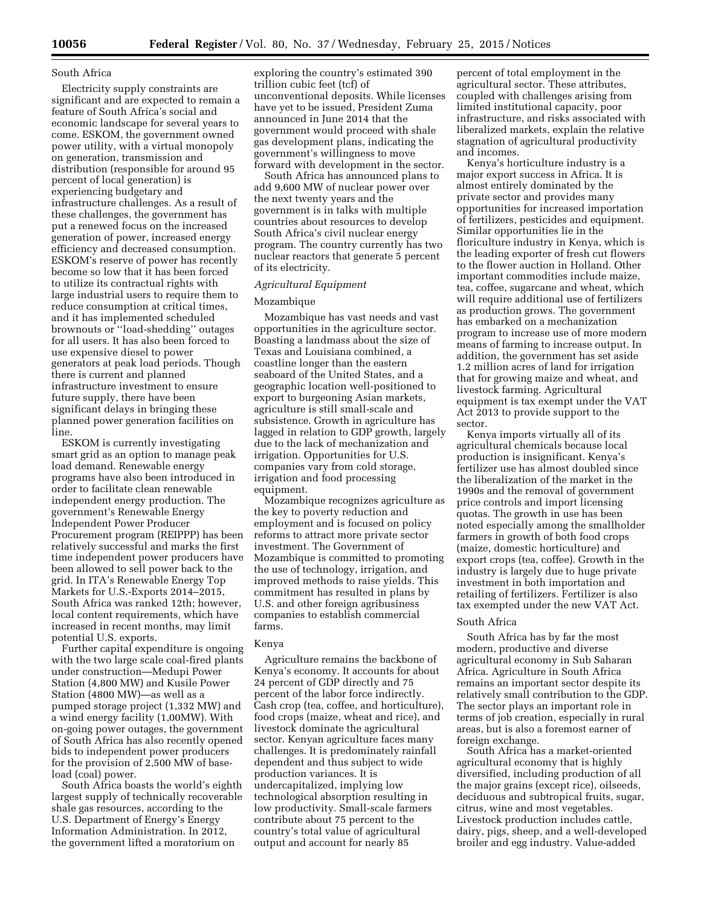South Africa

Electricity supply constraints are significant and are expected to remain a feature of South Africa's social and economic landscape for several years to come. ESKOM, the government owned power utility, with a virtual monopoly on generation, transmission and distribution (responsible for around 95 percent of local generation) is experiencing budgetary and infrastructure challenges. As a result of these challenges, the government has put a renewed focus on the increased generation of power, increased energy efficiency and decreased consumption. ESKOM's reserve of power has recently become so low that it has been forced to utilize its contractual rights with large industrial users to require them to reduce consumption at critical times, and it has implemented scheduled brownouts or ''load-shedding'' outages for all users. It has also been forced to use expensive diesel to power generators at peak load periods. Though there is current and planned infrastructure investment to ensure future supply, there have been significant delays in bringing these planned power generation facilities on line.

ESKOM is currently investigating smart grid as an option to manage peak load demand. Renewable energy programs have also been introduced in order to facilitate clean renewable independent energy production. The government's Renewable Energy Independent Power Producer Procurement program (REIPPP) has been relatively successful and marks the first time independent power producers have been allowed to sell power back to the grid. In ITA's Renewable Energy Top Markets for U.S.-Exports 2014–2015, South Africa was ranked 12th; however, local content requirements, which have increased in recent months, may limit potential U.S. exports.

Further capital expenditure is ongoing with the two large scale coal-fired plants under construction—Medupi Power Station (4,800 MW) and Kusile Power Station (4800 MW)—as well as a pumped storage project (1,332 MW) and a wind energy facility (1,00MW). With on-going power outages, the government of South Africa has also recently opened bids to independent power producers for the provision of 2,500 MW of base-load (coal) power.

South Africa boasts the world's eighth largest supply of technically recoverable shale gas resources, according to the U.S. Department of Energy's Energy Information Administration. In 2012, the government lifted a moratorium on exploring the country's estimated 390 trillion cubic feet (tcf) of unconventional deposits. While licenses have yet to be issued, President Zuma announced in June 2014 that the government would proceed with shale gas development plans, indicating the government's willingness to move forward with development in the sector.

South Africa has announced plans to add 9,600 MW of nuclear power over the next twenty years and the government is in talks with multiple countries about resources to develop South Africa's civil nuclear energy program. The country currently has two nuclear reactors that generate 5 percent of its electricity.

*Agricultural Equipment*

Mozambique

Mozambique has vast needs and vast opportunities in the agriculture sector. Boasting a landmass about the size of Texas and Louisiana combined, a coastline longer than the eastern seaboard of the United States, and a geographic location well-positioned to export to burgeoning Asian markets, agriculture is still small-scale and subsistence. Growth in agriculture has lagged in relation to GDP growth, largely due to the lack of mechanization and irrigation. Opportunities for U.S. companies vary from cold storage, irrigation and food processing equipment.

Mozambique recognizes agriculture as the key to poverty reduction and employment and is focused on policy reforms to attract more private sector investment. The Government of Mozambique is committed to promoting the use of technology, irrigation, and improved methods to raise yields. This commitment has resulted in plans by U.S. and other foreign agribusiness companies to establish commercial farms.

Kenya

Agriculture remains the backbone of Kenya's economy. It accounts for about 24 percent of GDP directly and 75 percent of the labor force indirectly. Cash crop (tea, coffee, and horticulture), food crops (maize, wheat and rice), and livestock dominate the agricultural sector. Kenyan agriculture faces many challenges. It is predominately rainfall dependent and thus subject to wide production variances. It is undercapitalized, implying low technological absorption resulting in low productivity. Small-scale farmers contribute about 75 percent to the country's total value of agricultural output and account for nearly 85 percent of total employment in the agricultural sector. These attributes, coupled with challenges arising from limited institutional capacity, poor infrastructure, and risks associated with liberalized markets, explain the relative stagnation of agricultural productivity and incomes.

Kenya's horticulture industry is a major export success in Africa. It is almost entirely dominated by the private sector and provides many opportunities for increased importation of fertilizers, pesticides and equipment. Similar opportunities lie in the floriculture industry in Kenya, which is the leading exporter of fresh cut flowers to the flower auction in Holland. Other important commodities include maize, tea, coffee, sugarcane and wheat, which will require additional use of fertilizers as production grows. The government has embarked on a mechanization program to increase use of more modern means of farming to increase output. In addition, the government has set aside 1.2 million acres of land for irrigation that for growing maize and wheat, and livestock farming. Agricultural equipment is tax exempt under the VAT Act 2013 to provide support to the sector.

Kenya imports virtually all of its agricultural chemicals because local production is insignificant. Kenya's fertilizer use has almost doubled since the liberalization of the market in the 1990s and the removal of government price controls and import licensing quotas. The growth in use has been noted especially among the smallholder farmers in growth of both food crops (maize, domestic horticulture) and export crops (tea, coffee). Growth in the industry is largely due to huge private investment in both importation and retailing of fertilizers. Fertilizer is also tax exempted under the new VAT Act.

South Africa

South Africa has by far the most modern, productive and diverse agricultural economy in Sub Saharan Africa. Agriculture in South Africa remains an important sector despite its relatively small contribution to the GDP. The sector plays an important role in terms of job creation, especially in rural areas, but is also a foremost earner of foreign exchange.

South Africa has a market-oriented agricultural economy that is highly diversified, including production of all the major grains (except rice), oilseeds, deciduous and subtropical fruits, sugar, citrus, wine and most vegetables. Livestock production includes cattle, dairy, pigs, sheep, and a well-developed broiler and egg industry. Value-added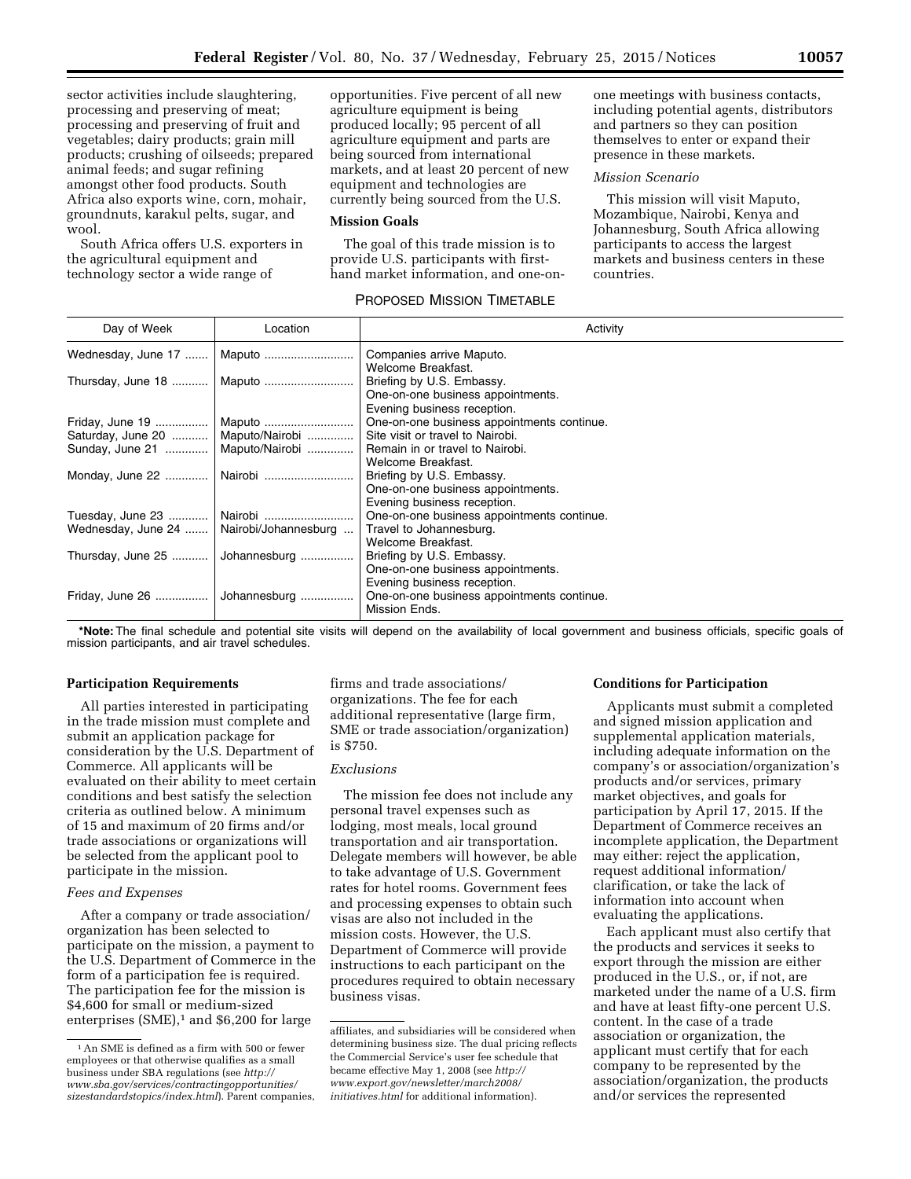sector activities include slaughtering, processing and preserving of meat; processing and preserving of fruit and vegetables; dairy products; grain mill products; crushing of oilseeds; prepared animal feeds; and sugar refining amongst other food products. South Africa also exports wine, corn, mohair, groundnuts, karakul pelts, sugar, and wool.

South Africa offers U.S. exporters in the agricultural equipment and technology sector a wide range of opportunities. Five percent of all new agriculture equipment is being produced locally; 95 percent of all agriculture equipment and parts are being sourced from international markets, and at least 20 percent of new equipment and technologies are currently being sourced from the U.S.

### Mission Goals

The goal of this trade mission is to provide U.S. participants with first-hand market information, and one-on-one meetings with business contacts, including potential agents, distributors and partners so they can position themselves to enter or expand their presence in these markets.

*Mission Scenario*

This mission will visit Maputo, Mozambique, Nairobi, Kenya and Johannesburg, South Africa allowing participants to access the largest markets and business centers in these countries.

PROPOSED MISSION TIMETABLE

| Day of Week | Location | Activity |
|---|---|---|
| Wednesday, June 17 | Maputo | Companies arrive Maputo. Welcome Breakfast. |
| Thursday, June 18 | Maputo | Briefing by U.S. Embassy. One-on-one business appointments. Evening business reception. |
| Friday, June 19 | Maputo | One-on-one business appointments continue. |
| Saturday, June 20 | Maputo/Nairobi | Site visit or travel to Nairobi. |
| Sunday, June 21 | Maputo/Nairobi | Remain in or travel to Nairobi. Welcome Breakfast. |
| Monday, June 22 | Nairobi | Briefing by U.S. Embassy. One-on-one business appointments. Evening business reception. |
| Tuesday, June 23 | Nairobi | One-on-one business appointments continue. |
| Wednesday, June 24 | Nairobi/Johannesburg | Travel to Johannesburg. Welcome Breakfast. |
| Thursday, June 25 | Johannesburg | Briefing by U.S. Embassy. One-on-one business appointments. Evening business reception. |
| Friday, June 26 | Johannesburg | One-on-one business appointments continue. Mission Ends. |

***Note:** The final schedule and potential site visits will depend on the availability of local government and business officials, specific goals of mission participants, and air travel schedules.

### Participation Requirements

All parties interested in participating in the trade mission must complete and submit an application package for consideration by the U.S. Department of Commerce. All applicants will be evaluated on their ability to meet certain conditions and best satisfy the selection criteria as outlined below. A minimum of 15 and maximum of 20 firms and/or trade associations or organizations will be selected from the applicant pool to participate in the mission.

*Fees and Expenses*

After a company or trade association/organization has been selected to participate on the mission, a payment to the U.S. Department of Commerce in the form of a participation fee is required. The participation fee for the mission is $4,600 for small or medium-sized enterprises (SME),[1] and $6,200 for large firms and trade associations/organizations. The fee for each additional representative (large firm, SME or trade association/organization) is $750.

*Exclusions*

The mission fee does not include any personal travel expenses such as lodging, most meals, local ground transportation and air transportation. Delegate members will however, be able to take advantage of U.S. Government rates for hotel rooms. Government fees and processing expenses to obtain such visas are also not included in the mission costs. However, the U.S. Department of Commerce will provide instructions to each participant on the procedures required to obtain necessary business visas.

### Conditions for Participation

Applicants must submit a completed and signed mission application and supplemental application materials, including adequate information on the company's or association/organization's products and/or services, primary market objectives, and goals for participation by April 17, 2015. If the Department of Commerce receives an incomplete application, the Department may either: reject the application, request additional information/clarification, or take the lack of information into account when evaluating the applications.

Each applicant must also certify that the products and services it seeks to export through the mission are either produced in the U.S., or, if not, are marketed under the name of a U.S. firm and have at least fifty-one percent U.S. content. In the case of a trade association or organization, the applicant must certify that for each company to be represented by the association/organization, the products and/or services the represented

[1] An SME is defined as a firm with 500 or fewer employees or that otherwise qualifies as a small business under SBA regulations (see *http://www.sba.gov/services/contractingopportunities/sizestandardstopics/index.html*). Parent companies, affiliates, and subsidiaries will be considered when determining business size. The dual pricing reflects the Commercial Service's user fee schedule that became effective May 1, 2008 (see *http://www.export.gov/newsletter/march2008/initiatives.html* for additional information).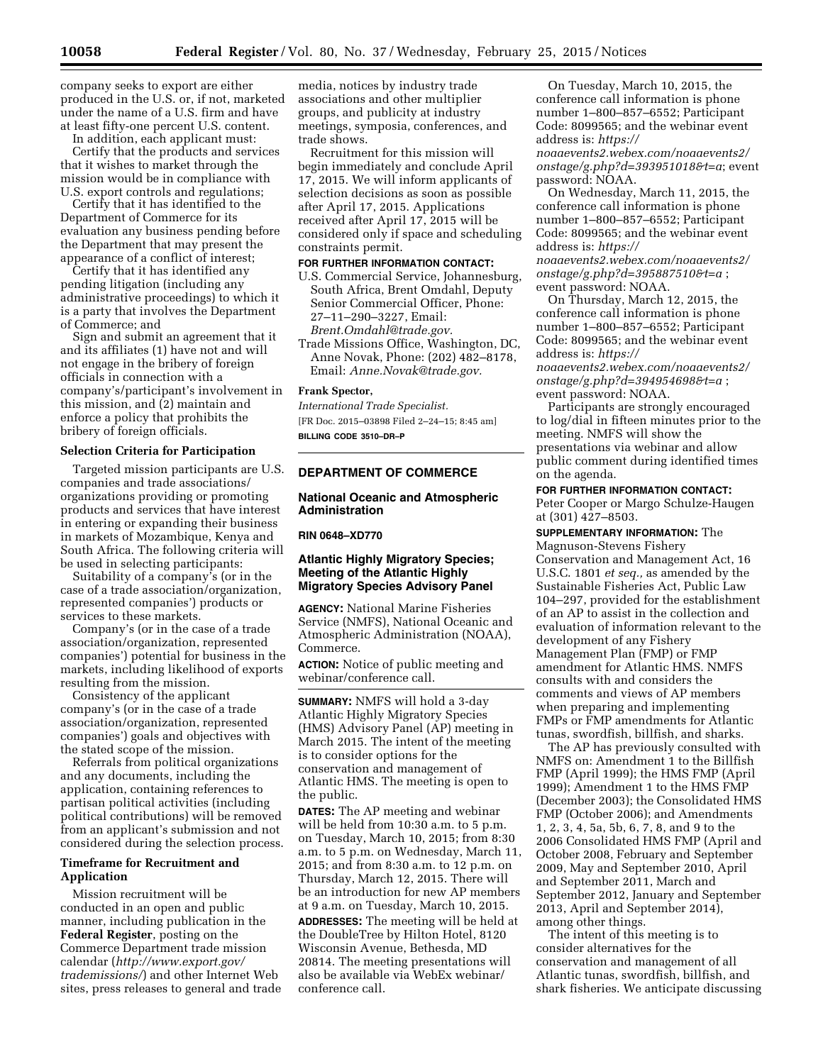company seeks to export are either produced in the U.S. or, if not, marketed under the name of a U.S. firm and have at least fifty-one percent U.S. content.

In addition, each applicant must:

Certify that the products and services that it wishes to market through the mission would be in compliance with U.S. export controls and regulations;

Certify that it has identified to the Department of Commerce for its evaluation any business pending before the Department that may present the appearance of a conflict of interest;

Certify that it has identified any pending litigation (including any administrative proceedings) to which it is a party that involves the Department of Commerce; and

Sign and submit an agreement that it and its affiliates (1) have not and will not engage in the bribery of foreign officials in connection with a company's/participant's involvement in this mission, and (2) maintain and enforce a policy that prohibits the bribery of foreign officials.

### Selection Criteria for Participation

Targeted mission participants are U.S. companies and trade associations/organizations providing or promoting products and services that have interest in entering or expanding their business in markets of Mozambique, Kenya and South Africa. The following criteria will be used in selecting participants:

Suitability of a company's (or in the case of a trade association/organization, represented companies') products or services to these markets.

Company's (or in the case of a trade association/organization, represented companies') potential for business in the markets, including likelihood of exports resulting from the mission.

Consistency of the applicant company's (or in the case of a trade association/organization, represented companies') goals and objectives with the stated scope of the mission.

Referrals from political organizations and any documents, including the application, containing references to partisan political activities (including political contributions) will be removed from an applicant's submission and not considered during the selection process.

### Timeframe for Recruitment and Application

Mission recruitment will be conducted in an open and public manner, including publication in the **Federal Register**, posting on the Commerce Department trade mission calendar (*http://www.export.gov/trademissions/*) and other Internet Web sites, press releases to general and trade media, notices by industry trade associations and other multiplier groups, and publicity at industry meetings, symposia, conferences, and trade shows.

Recruitment for this mission will begin immediately and conclude April 17, 2015. We will inform applicants of selection decisions as soon as possible after April 17, 2015. Applications received after April 17, 2015 will be considered only if space and scheduling constraints permit.

**FOR FURTHER INFORMATION CONTACT:**

U.S. Commercial Service, Johannesburg, South Africa, Brent Omdahl, Deputy Senior Commercial Officer, Phone: 27–11–290–3227, Email: *Brent.Omdahl@trade.gov.*

Trade Missions Office, Washington, DC, Anne Novak, Phone: (202) 482–8178, Email: *Anne.Novak@trade.gov.*

**Frank Spector,**

*International Trade Specialist.*

[FR Doc. 2015–03898 Filed 2–24–15; 8:45 am]

**BILLING CODE 3510–DR–P**

---

## DEPARTMENT OF COMMERCE

### National Oceanic and Atmospheric Administration

**RIN 0648–XD770**

### Atlantic Highly Migratory Species; Meeting of the Atlantic Highly Migratory Species Advisory Panel

**AGENCY:** National Marine Fisheries Service (NMFS), National Oceanic and Atmospheric Administration (NOAA), Commerce.

**ACTION:** Notice of public meeting and webinar/conference call.

**SUMMARY:** NMFS will hold a 3-day Atlantic Highly Migratory Species (HMS) Advisory Panel (AP) meeting in March 2015. The intent of the meeting is to consider options for the conservation and management of Atlantic HMS. The meeting is open to the public.

**DATES:** The AP meeting and webinar will be held from 10:30 a.m. to 5 p.m. on Tuesday, March 10, 2015; from 8:30 a.m. to 5 p.m. on Wednesday, March 11, 2015; and from 8:30 a.m. to 12 p.m. on Thursday, March 12, 2015. There will be an introduction for new AP members at 9 a.m. on Tuesday, March 10, 2015.

**ADDRESSES:** The meeting will be held at the DoubleTree by Hilton Hotel, 8120 Wisconsin Avenue, Bethesda, MD 20814. The meeting presentations will also be available via WebEx webinar/conference call.

On Tuesday, March 10, 2015, the conference call information is phone number 1–800–857–6552; Participant Code: 8099565; and the webinar event address is: *https://noaaevents2.webex.com/noaaevents2/onstage/g.php?d=393951018&t=a*; event password: NOAA.

On Wednesday, March 11, 2015, the conference call information is phone number 1–800–857–6552; Participant Code: 8099565; and the webinar event address is: *https://noaaevents2.webex.com/noaaevents2/onstage/g.php?d=395887510&t=a* ; event password: NOAA.

On Thursday, March 12, 2015, the conference call information is phone number 1–800–857–6552; Participant Code: 8099565; and the webinar event address is: *https://noaaevents2.webex.com/noaaevents2/onstage/g.php?d=394954698&t=a* ; event password: NOAA.

Participants are strongly encouraged to log/dial in fifteen minutes prior to the meeting. NMFS will show the presentations via webinar and allow public comment during identified times on the agenda.

**FOR FURTHER INFORMATION CONTACT:** Peter Cooper or Margo Schulze-Haugen at (301) 427–8503.

**SUPPLEMENTARY INFORMATION:** The Magnuson-Stevens Fishery Conservation and Management Act, 16 U.S.C. 1801 *et seq.,* as amended by the Sustainable Fisheries Act, Public Law 104–297, provided for the establishment of an AP to assist in the collection and evaluation of information relevant to the development of any Fishery Management Plan (FMP) or FMP amendment for Atlantic HMS. NMFS consults with and considers the comments and views of AP members when preparing and implementing FMPs or FMP amendments for Atlantic tunas, swordfish, billfish, and sharks.

The AP has previously consulted with NMFS on: Amendment 1 to the Billfish FMP (April 1999); the HMS FMP (April 1999); Amendment 1 to the HMS FMP (December 2003); the Consolidated HMS FMP (October 2006); and Amendments 1, 2, 3, 4, 5a, 5b, 6, 7, 8, and 9 to the 2006 Consolidated HMS FMP (April and October 2008, February and September 2009, May and September 2010, April and September 2011, March and September 2012, January and September 2013, April and September 2014), among other things.

The intent of this meeting is to consider alternatives for the conservation and management of all Atlantic tunas, swordfish, billfish, and shark fisheries. We anticipate discussing